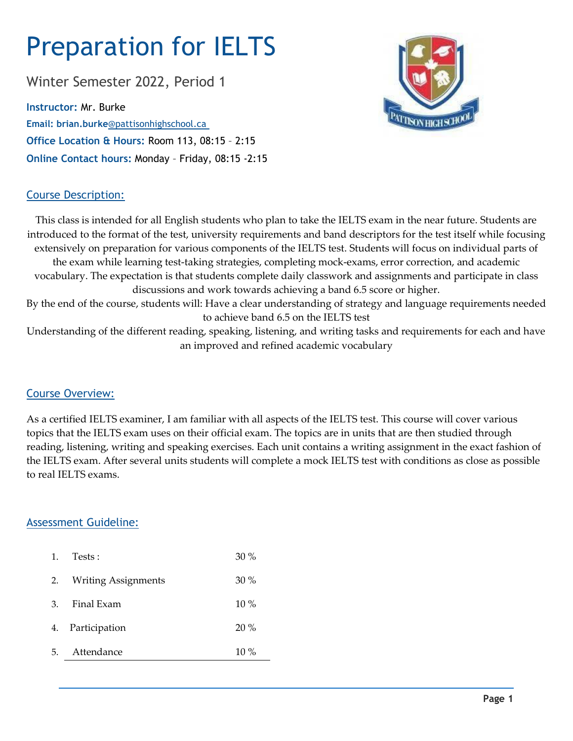# Preparation for IELTS

Winter Semester 2022, Period 1

**Instructor:** Mr. Burke

**Email:** **brian.burke**@pattisonhighschool.ca

**Office Location & Hours:** Room 113, 08:15 – 2:15

**Online Contact hours:** Monday – Friday, 08:15 -2:15

## Course Description:

This class is intended for all English students who plan to take the IELTS exam in the near future. Students are introduced to the format of the test, university requirements and band descriptors for the test itself while focusing extensively on preparation for various components of the IELTS test. Students will focus on individual parts of the exam while learning test-taking strategies, completing mock-exams, error correction, and academic vocabulary. The expectation is that students complete daily classwork and assignments and participate in class discussions and work towards achieving a band 6.5 score or higher.

By the end of the course, students will: Have a clear understanding of strategy and language requirements needed to achieve band 6.5 on the IELTS test

Understanding of the different reading, speaking, listening, and writing tasks and requirements for each and have an improved and refined academic vocabulary

## Course Overview:

As a certified IELTS examiner, I am familiar with all aspects of the IELTS test. This course will cover various topics that the IELTS exam uses on their official exam. The topics are in units that are then studied through reading, listening, writing and speaking exercises. Each unit contains a writing assignment in the exact fashion of the IELTS exam. After several units students will complete a mock IELTS test with conditions as close as possible to real IELTS exams.

## Assessment Guideline:

| | | |
|---|---|---|
| 1. | Tests : | 30 % |
| 2. | Writing Assignments | 30 % |
| 3. | Final Exam | 10 % |
| 4. | Participation | 20 % |
| 5. | Attendance | 10 % |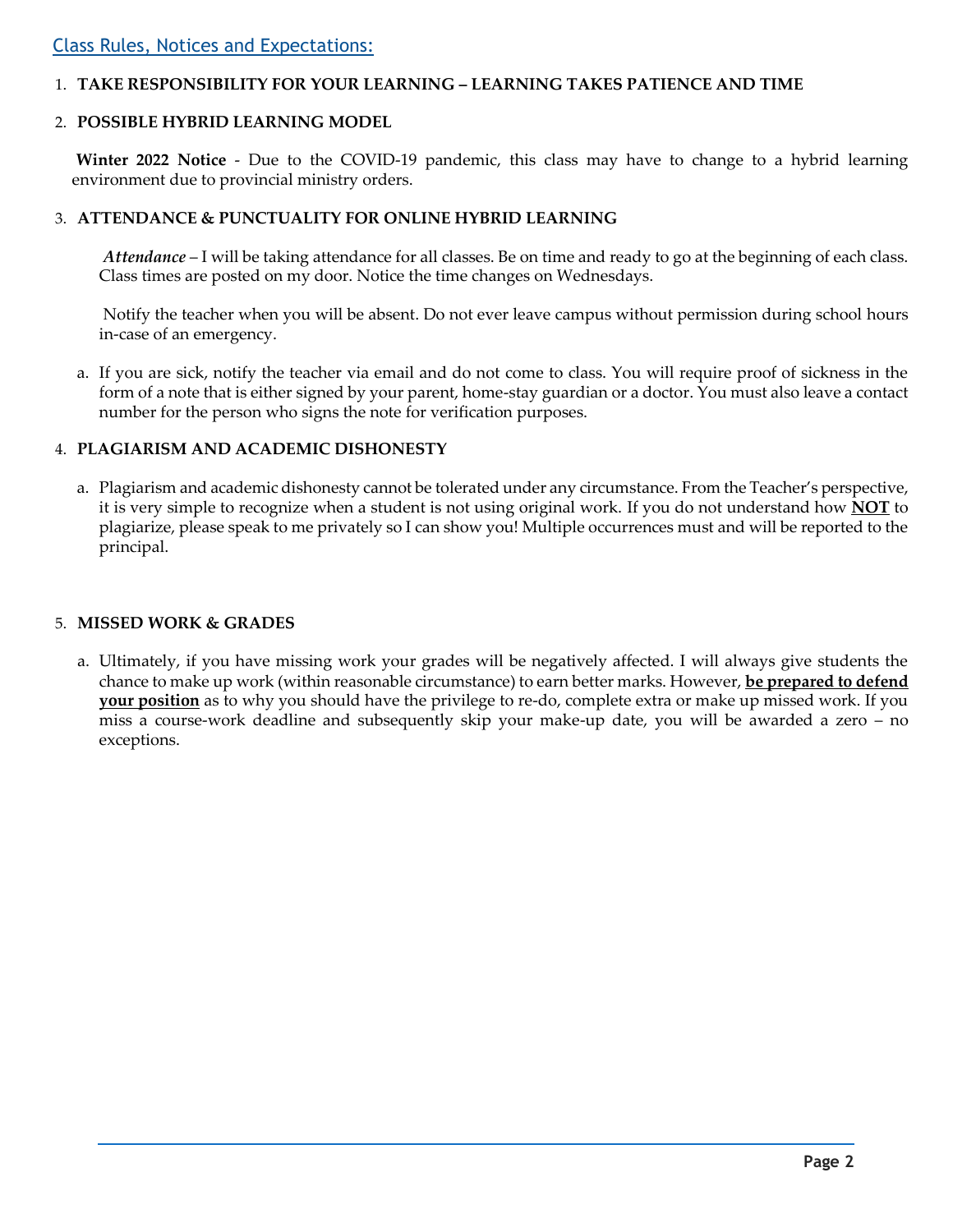## Class Rules, Notices and Expectations:

1. **TAKE RESPONSIBILITY FOR YOUR LEARNING – LEARNING TAKES PATIENCE AND TIME**

2. **POSSIBLE HYBRID LEARNING MODEL**

   **Winter 2022 Notice** - Due to the COVID-19 pandemic, this class may have to change to a hybrid learning environment due to provincial ministry orders.

3. **ATTENDANCE & PUNCTUALITY FOR ONLINE HYBRID LEARNING**

   ***Attendance*** – I will be taking attendance for all classes. Be on time and ready to go at the beginning of each class. Class times are posted on my door. Notice the time changes on Wednesdays.

   Notify the teacher when you will be absent. Do not ever leave campus without permission during school hours in-case of an emergency.

   a. If you are sick, notify the teacher via email and do not come to class. You will require proof of sickness in the form of a note that is either signed by your parent, home-stay guardian or a doctor. You must also leave a contact number for the person who signs the note for verification purposes.

4. **PLAGIARISM AND ACADEMIC DISHONESTY**

   a. Plagiarism and academic dishonesty cannot be tolerated under any circumstance. From the Teacher's perspective, it is very simple to recognize when a student is not using original work. If you do not understand how **<u>NOT</u>** to plagiarize, please speak to me privately so I can show you! Multiple occurrences must and will be reported to the principal.

5. **MISSED WORK & GRADES**

   a. Ultimately, if you have missing work your grades will be negatively affected. I will always give students the chance to make up work (within reasonable circumstance) to earn better marks. However, **<u>be prepared to defend your position</u>** as to why you should have the privilege to re-do, complete extra or make up missed work. If you miss a course-work deadline and subsequently skip your make-up date, you will be awarded a zero – no exceptions.